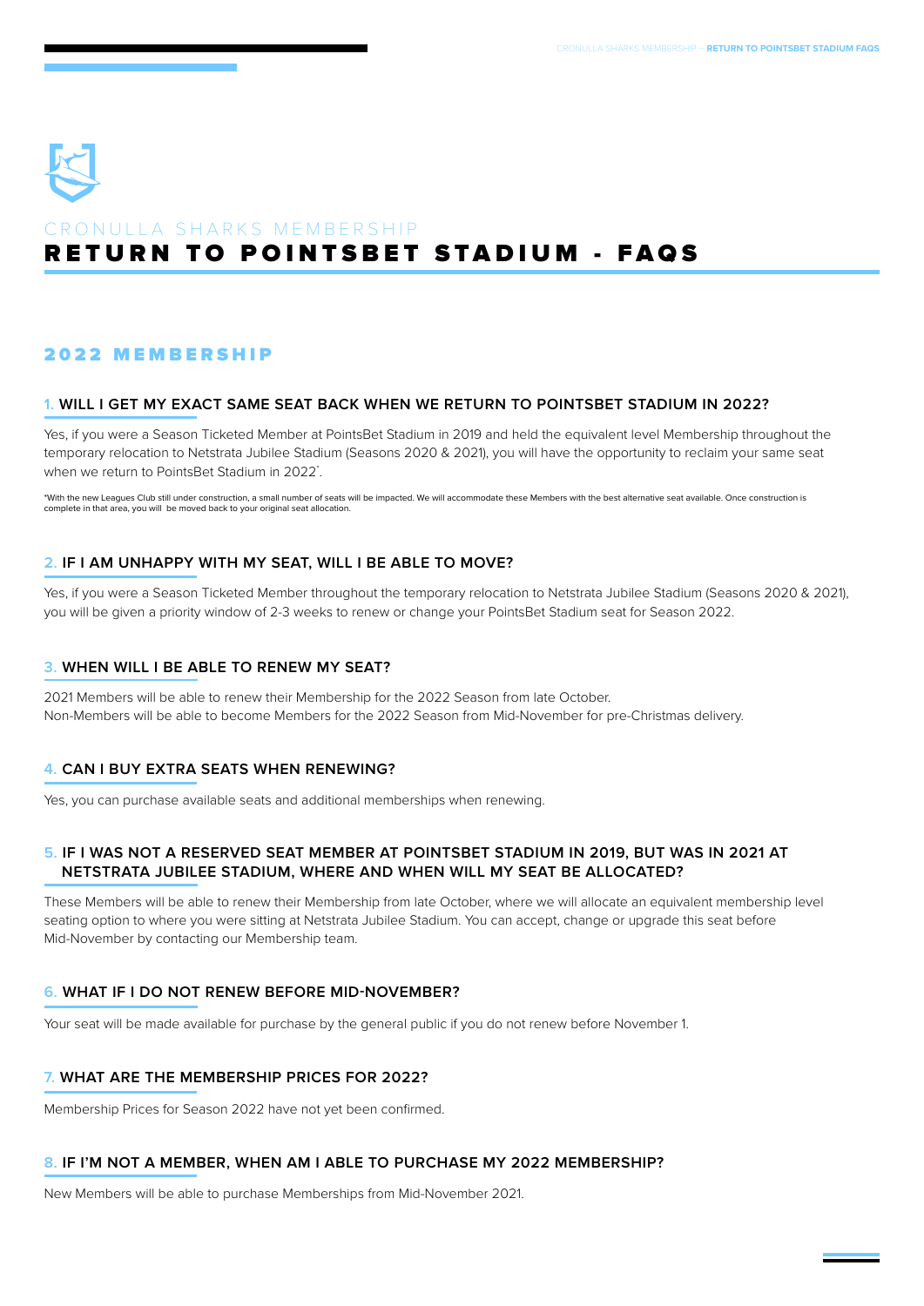CRONULLA SHARKS MEMBERSHIP

# RETURN TO POINTSBET STADIUM - FAQS

## 2022 MEMBERSHIP

### 1. WILL I GET MY EXACT SAME SEAT BACK WHEN WE RETURN TO POINTSBET STADIUM IN 2022?

Yes, if you were a Season Ticketed Member at PointsBet Stadium in 2019 and held the equivalent level Membership throughout the temporary relocation to Netstrata Jubilee Stadium (Seasons 2020 & 2021), you will have the opportunity to reclaim your same seat when we return to PointsBet Stadium in 2022*.

*With the new Leagues Club still under construction, a small number of seats will be impacted. We will accommodate these Members with the best alternative seat available. Once construction is complete in that area, you will be moved back to your original seat allocation.

### 2. IF I AM UNHAPPY WITH MY SEAT, WILL I BE ABLE TO MOVE?

Yes, if you were a Season Ticketed Member throughout the temporary relocation to Netstrata Jubilee Stadium (Seasons 2020 & 2021), you will be given a priority window of 2-3 weeks to renew or change your PointsBet Stadium seat for Season 2022.

### 3. WHEN WILL I BE ABLE TO RENEW MY SEAT?

2021 Members will be able to renew their Membership for the 2022 Season from late October.
Non-Members will be able to become Members for the 2022 Season from Mid-November for pre-Christmas delivery.

### 4. CAN I BUY EXTRA SEATS WHEN RENEWING?

Yes, you can purchase available seats and additional memberships when renewing.

### 5. IF I WAS NOT A RESERVED SEAT MEMBER AT POINTSBET STADIUM IN 2019, BUT WAS IN 2021 AT NETSTRATA JUBILEE STADIUM, WHERE AND WHEN WILL MY SEAT BE ALLOCATED?

These Members will be able to renew their Membership from late October, where we will allocate an equivalent membership level seating option to where you were sitting at Netstrata Jubilee Stadium. You can accept, change or upgrade this seat before Mid-November by contacting our Membership team.

### 6. WHAT IF I DO NOT RENEW BEFORE MID-NOVEMBER?

Your seat will be made available for purchase by the general public if you do not renew before November 1.

### 7. WHAT ARE THE MEMBERSHIP PRICES FOR 2022?

Membership Prices for Season 2022 have not yet been confirmed.

### 8. IF I'M NOT A MEMBER, WHEN AM I ABLE TO PURCHASE MY 2022 MEMBERSHIP?

New Members will be able to purchase Memberships from Mid-November 2021.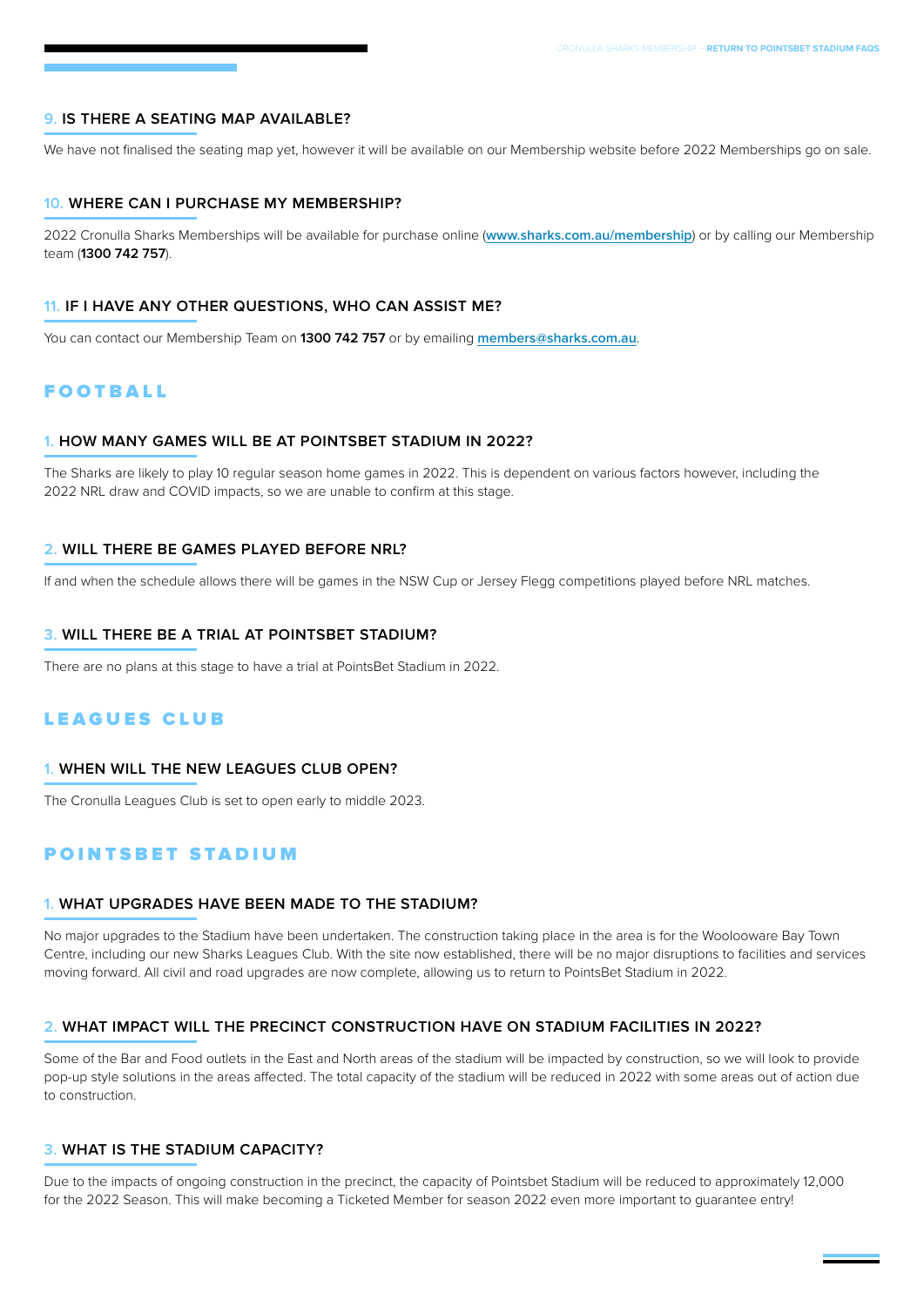### 9. IS THERE A SEATING MAP AVAILABLE?

We have not finalised the seating map yet, however it will be available on our Membership website before 2022 Memberships go on sale.

### 10. WHERE CAN I PURCHASE MY MEMBERSHIP?

2022 Cronulla Sharks Memberships will be available for purchase online ([www.sharks.com.au/membership](www.sharks.com.au/membership)) or by calling our Membership team (**1300 742 757**).

### 11. IF I HAVE ANY OTHER QUESTIONS, WHO CAN ASSIST ME?

You can contact our Membership Team on **1300 742 757** or by emailing [members@sharks.com.au](mailto:members@sharks.com.au).

## FOOTBALL

### 1. HOW MANY GAMES WILL BE AT POINTSBET STADIUM IN 2022?

The Sharks are likely to play 10 regular season home games in 2022. This is dependent on various factors however, including the 2022 NRL draw and COVID impacts, so we are unable to confirm at this stage.

### 2. WILL THERE BE GAMES PLAYED BEFORE NRL?

If and when the schedule allows there will be games in the NSW Cup or Jersey Flegg competitions played before NRL matches.

### 3. WILL THERE BE A TRIAL AT POINTSBET STADIUM?

There are no plans at this stage to have a trial at PointsBet Stadium in 2022.

## LEAGUES CLUB

### 1. WHEN WILL THE NEW LEAGUES CLUB OPEN?

The Cronulla Leagues Club is set to open early to middle 2023.

## POINTSBET STADIUM

### 1. WHAT UPGRADES HAVE BEEN MADE TO THE STADIUM?

No major upgrades to the Stadium have been undertaken. The construction taking place in the area is for the Woolooware Bay Town Centre, including our new Sharks Leagues Club. With the site now established, there will be no major disruptions to facilities and services moving forward. All civil and road upgrades are now complete, allowing us to return to PointsBet Stadium in 2022.

### 2. WHAT IMPACT WILL THE PRECINCT CONSTRUCTION HAVE ON STADIUM FACILITIES IN 2022?

Some of the Bar and Food outlets in the East and North areas of the stadium will be impacted by construction, so we will look to provide pop-up style solutions in the areas affected. The total capacity of the stadium will be reduced in 2022 with some areas out of action due to construction.

### 3. WHAT IS THE STADIUM CAPACITY?

Due to the impacts of ongoing construction in the precinct, the capacity of Pointsbet Stadium will be reduced to approximately 12,000 for the 2022 Season. This will make becoming a Ticketed Member for season 2022 even more important to guarantee entry!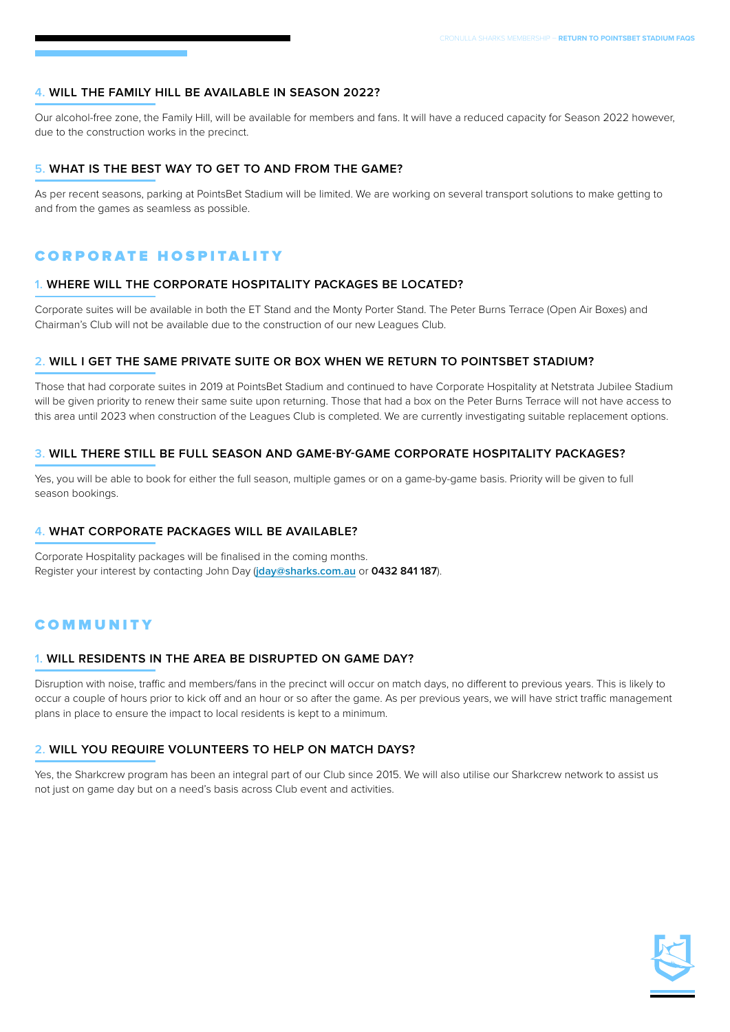### 4. WILL THE FAMILY HILL BE AVAILABLE IN SEASON 2022?

Our alcohol-free zone, the Family Hill, will be available for members and fans. It will have a reduced capacity for Season 2022 however, due to the construction works in the precinct.

### 5. WHAT IS THE BEST WAY TO GET TO AND FROM THE GAME?

As per recent seasons, parking at PointsBet Stadium will be limited. We are working on several transport solutions to make getting to and from the games as seamless as possible.

## CORPORATE HOSPITALITY

### 1. WHERE WILL THE CORPORATE HOSPITALITY PACKAGES BE LOCATED?

Corporate suites will be available in both the ET Stand and the Monty Porter Stand. The Peter Burns Terrace (Open Air Boxes) and Chairman's Club will not be available due to the construction of our new Leagues Club.

### 2. WILL I GET THE SAME PRIVATE SUITE OR BOX WHEN WE RETURN TO POINTSBET STADIUM?

Those that had corporate suites in 2019 at PointsBet Stadium and continued to have Corporate Hospitality at Netstrata Jubilee Stadium will be given priority to renew their same suite upon returning. Those that had a box on the Peter Burns Terrace will not have access to this area until 2023 when construction of the Leagues Club is completed. We are currently investigating suitable replacement options.

### 3. WILL THERE STILL BE FULL SEASON AND GAME-BY-GAME CORPORATE HOSPITALITY PACKAGES?

Yes, you will be able to book for either the full season, multiple games or on a game-by-game basis. Priority will be given to full season bookings.

### 4. WHAT CORPORATE PACKAGES WILL BE AVAILABLE?

Corporate Hospitality packages will be finalised in the coming months.
Register your interest by contacting John Day (**jday@sharks.com.au** or **0432 841 187**).

## COMMUNITY

### 1. WILL RESIDENTS IN THE AREA BE DISRUPTED ON GAME DAY?

Disruption with noise, traffic and members/fans in the precinct will occur on match days, no different to previous years. This is likely to occur a couple of hours prior to kick off and an hour or so after the game. As per previous years, we will have strict traffic management plans in place to ensure the impact to local residents is kept to a minimum.

### 2. WILL YOU REQUIRE VOLUNTEERS TO HELP ON MATCH DAYS?

Yes, the Sharkcrew program has been an integral part of our Club since 2015. We will also utilise our Sharkcrew network to assist us not just on game day but on a need's basis across Club event and activities.